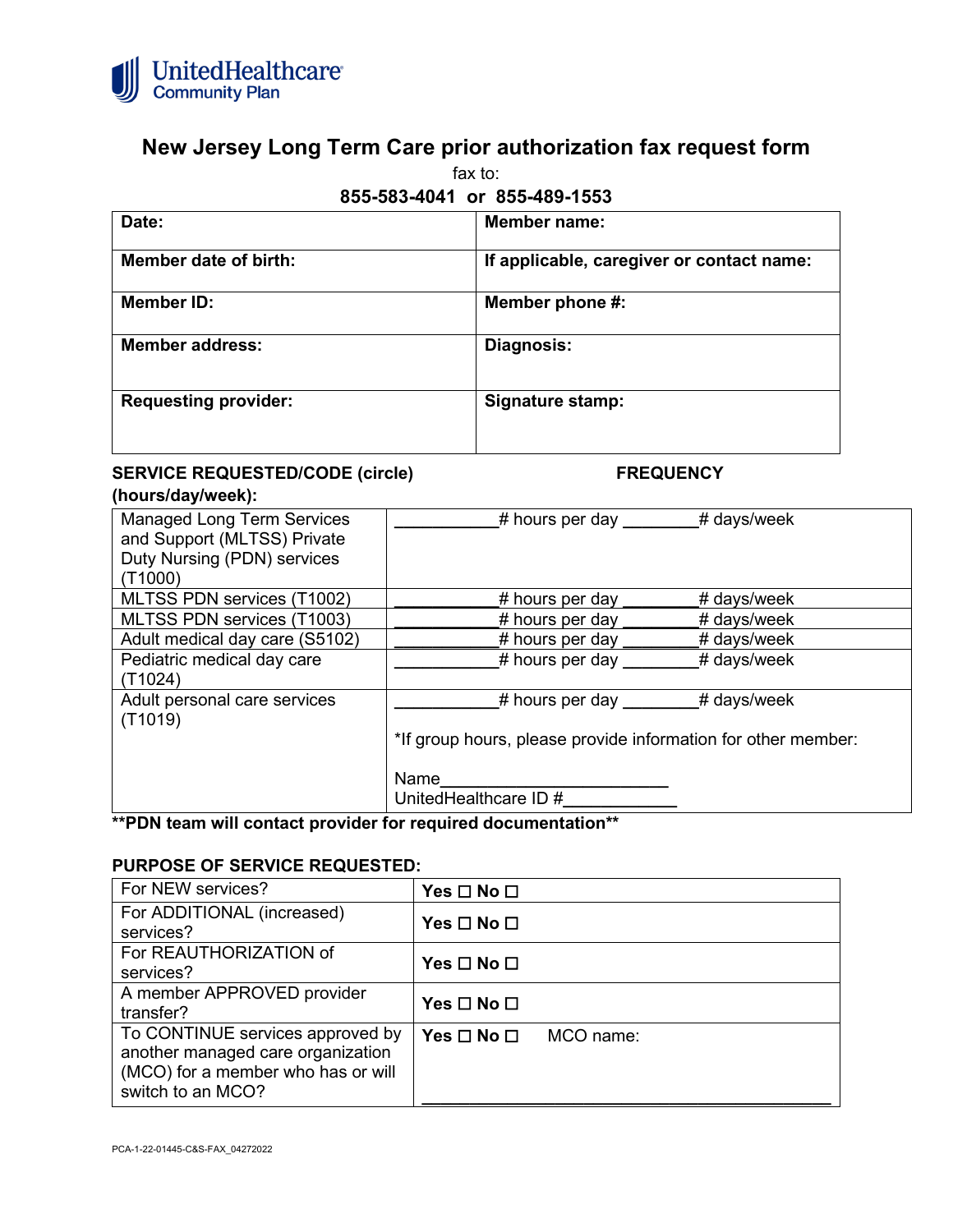UnitedHealthcare Community Plan

# New Jersey Long Term Care prior authorization fax request form

fax to:

**855-583-4041 or 855-489-1553**

| **Date:** | **Member name:** |
|---|---|
| **Member date of birth:** | **If applicable, caregiver or contact name:** |
| **Member ID:** | **Member phone #:** |
| **Member address:** | **Diagnosis:** |
| **Requesting provider:** | **Signature stamp:** |

**SERVICE REQUESTED/CODE (circle)** **FREQUENCY (hours/day/week):**

| Service | Frequency |
|---|---|
| Managed Long Term Services and Support (MLTSS) Private Duty Nursing (PDN) services (T1000) | ___________# hours per day ________# days/week |
| MLTSS PDN services (T1002) | ___________# hours per day ________# days/week |
| MLTSS PDN services (T1003) | ___________# hours per day ________# days/week |
| Adult medical day care (S5102) | ___________# hours per day ________# days/week |
| Pediatric medical day care (T1024) | ___________# hours per day ________# days/week |
| Adult personal care services (T1019) | ___________# hours per day ________# days/week<br><br>*If group hours, please provide information for other member:<br><br>Name________________________<br>UnitedHealthcare ID #____________ |

**\*\*PDN team will contact provider for required documentation\*\***

**PURPOSE OF SERVICE REQUESTED:**

| Purpose | Response |
|---|---|
| For NEW services? | **Yes ☐ No ☐** |
| For ADDITIONAL (increased) services? | **Yes ☐ No ☐** |
| For REAUTHORIZATION of services? | **Yes ☐ No ☐** |
| A member APPROVED provider transfer? | **Yes ☐ No ☐** |
| To CONTINUE services approved by another managed care organization (MCO) for a member who has or will switch to an MCO? | **Yes ☐ No ☐** MCO name: ______________________________ |

PCA-1-22-01445-C&S-FAX_04272022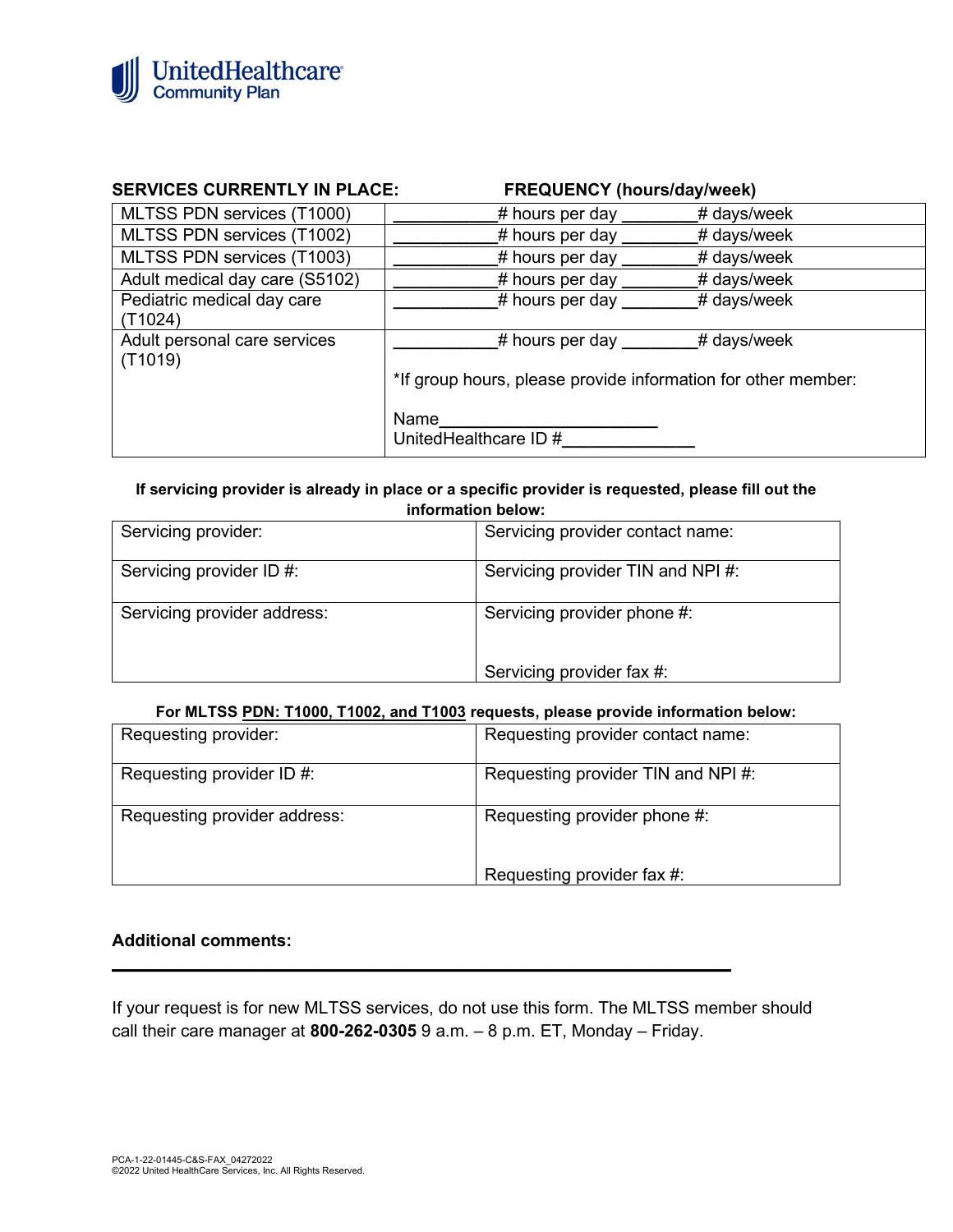UnitedHealthcare Community Plan

| SERVICES CURRENTLY IN PLACE: | FREQUENCY (hours/day/week) |
|---|---|
| MLTSS PDN services (T1000) | ___________# hours per day ________# days/week |
| MLTSS PDN services (T1002) | ___________# hours per day ________# days/week |
| MLTSS PDN services (T1003) | ___________# hours per day ________# days/week |
| Adult medical day care (S5102) | ___________# hours per day ________# days/week |
| Pediatric medical day care (T1024) | ___________# hours per day ________# days/week |
| Adult personal care services (T1019) | ___________# hours per day ________# days/week<br><br>*If group hours, please provide information for other member:<br><br>Name______________________<br>UnitedHealthcare ID #_____________ |

**If servicing provider is already in place or a specific provider is requested, please fill out the information below:**

| | |
|---|---|
| Servicing provider: | Servicing provider contact name: |
| Servicing provider ID #: | Servicing provider TIN and NPI #: |
| Servicing provider address: | Servicing provider phone #:<br><br>Servicing provider fax #: |

**For MLTSS PDN: T1000, T1002, and T1003 requests, please provide information below:**

| | |
|---|---|
| Requesting provider: | Requesting provider contact name: |
| Requesting provider ID #: | Requesting provider TIN and NPI #: |
| Requesting provider address: | Requesting provider phone #:<br><br>Requesting provider fax #: |

**Additional comments:**

_______________________________________________________________

If your request is for new MLTSS services, do not use this form. The MLTSS member should call their care manager at **800-262-0305** 9 a.m. – 8 p.m. ET, Monday – Friday.

PCA-1-22-01445-C&S-FAX_04272022
©2022 United HealthCare Services, Inc. All Rights Reserved.